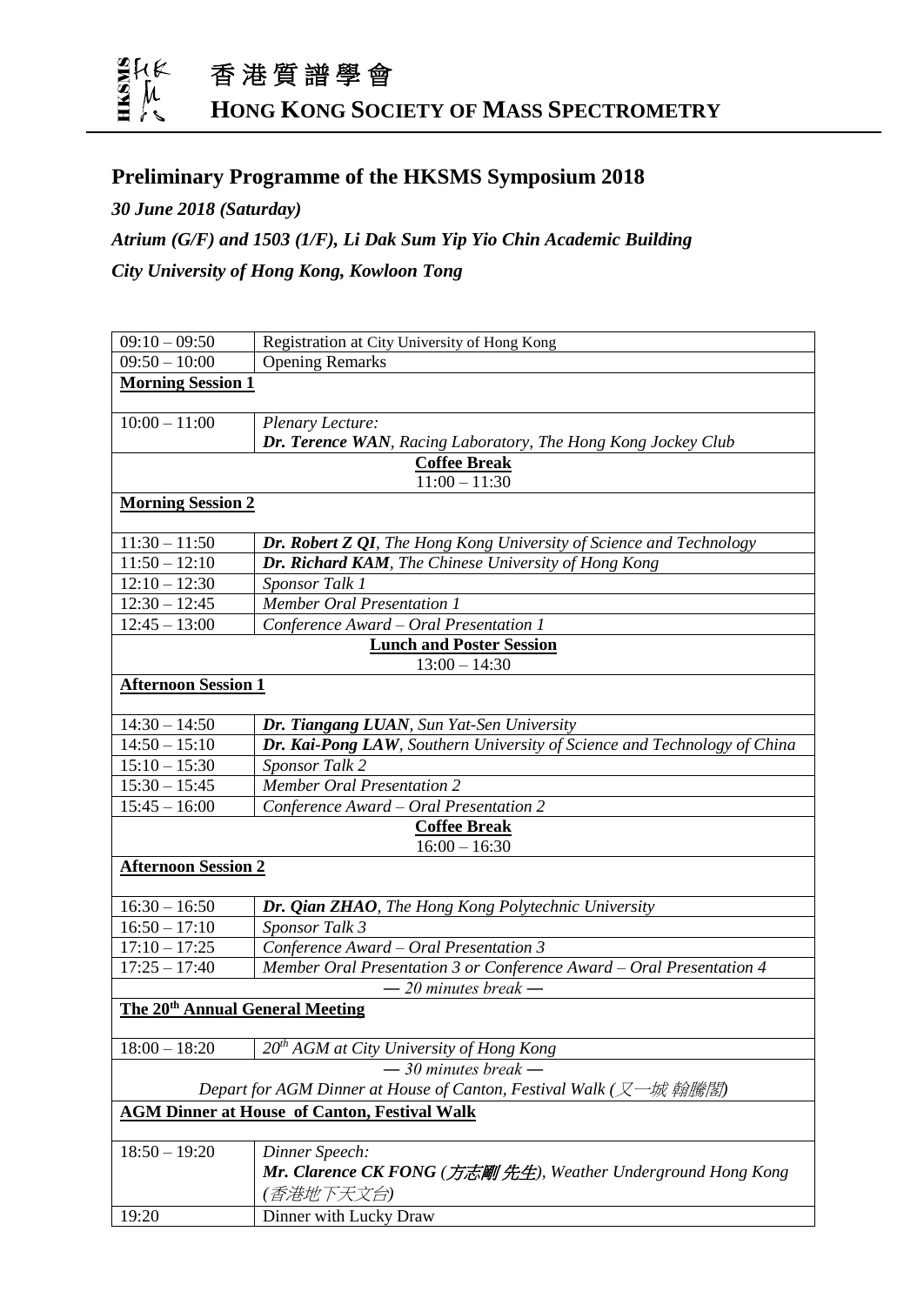# 香港質譜學會

# HONG KONG SOCIETY OF MASS SPECTROMETRY

## Preliminary Programme of the HKSMS Symposium 2018

***30 June 2018 (Saturday)***

***Atrium (G/F) and 1503 (1/F), Li Dak Sum Yip Yio Chin Academic Building***

***City University of Hong Kong, Kowloon Tong***

| | |
|---|---|
| 09:10 – 09:50 | Registration at City University of Hong Kong |
| 09:50 – 10:00 | Opening Remarks |
| **Morning Session 1** | |
| 10:00 – 11:00 | *Plenary Lecture:* ***Dr. Terence WAN****, Racing Laboratory, The Hong Kong Jockey Club* |
| **Coffee Break** 11:00 – 11:30 | |
| **Morning Session 2** | |
| 11:30 – 11:50 | ***Dr. Robert Z QI****, The Hong Kong University of Science and Technology* |
| 11:50 – 12:10 | ***Dr. Richard KAM****, The Chinese University of Hong Kong* |
| 12:10 – 12:30 | *Sponsor Talk 1* |
| 12:30 – 12:45 | *Member Oral Presentation 1* |
| 12:45 – 13:00 | *Conference Award – Oral Presentation 1* |
| **Lunch and Poster Session** 13:00 – 14:30 | |
| **Afternoon Session 1** | |
| 14:30 – 14:50 | ***Dr. Tiangang LUAN****, Sun Yat-Sen University* |
| 14:50 – 15:10 | ***Dr. Kai-Pong LAW****, Southern University of Science and Technology of China* |
| 15:10 – 15:30 | *Sponsor Talk 2* |
| 15:30 – 15:45 | *Member Oral Presentation 2* |
| 15:45 – 16:00 | *Conference Award – Oral Presentation 2* |
| **Coffee Break** 16:00 – 16:30 | |
| **Afternoon Session 2** | |
| 16:30 – 16:50 | ***Dr. Qian ZHAO****, The Hong Kong Polytechnic University* |
| 16:50 – 17:10 | *Sponsor Talk 3* |
| 17:10 – 17:25 | *Conference Award – Oral Presentation 3* |
| 17:25 – 17:40 | *Member Oral Presentation 3 or Conference Award – Oral Presentation 4* |
| *— 20 minutes break —* | |
| **The 20th Annual General Meeting** | |
| 18:00 – 18:20 | *20th AGM at City University of Hong Kong* |
| *— 30 minutes break —* *Depart for AGM Dinner at House of Canton, Festival Walk (又一城 翰騰閣)* | |
| **AGM Dinner at House of Canton, Festival Walk** | |
| 18:50 – 19:20 | *Dinner Speech:* ***Mr. Clarence CK FONG (方志剛 先生)****, Weather Underground Hong Kong (香港地下天文台)* |
| 19:20 | Dinner with Lucky Draw |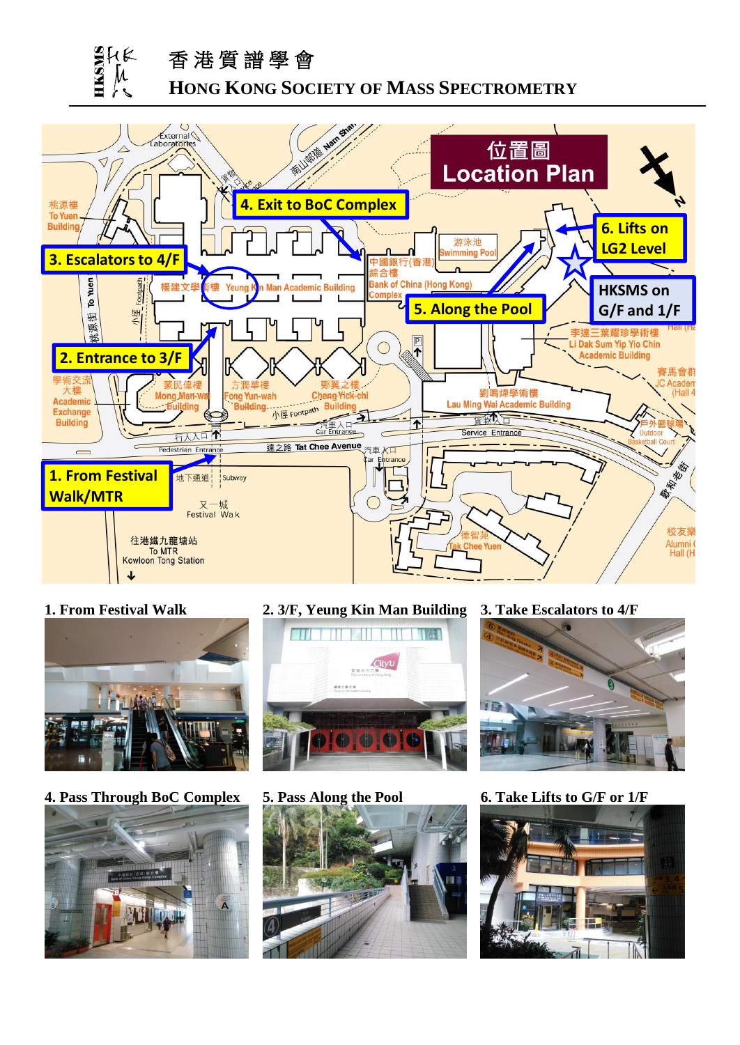# 香港質譜學會

## HONG KONG SOCIETY OF MASS SPECTROMETRY

位置圖
Location Plan

1. From Festival Walk/MTR
2. Entrance to 3/F
3. Escalators to 4/F
4. Exit to BoC Complex
5. Along the Pool
6. Lifts on LG2 Level

HKSMS on G/F and 1/F

**1. From Festival Walk**

**2. 3/F, Yeung Kin Man Building**

**3. Take Escalators to 4/F**

**4. Pass Through BoC Complex**

**5. Pass Along the Pool**

**6. Take Lifts to G/F or 1/F**